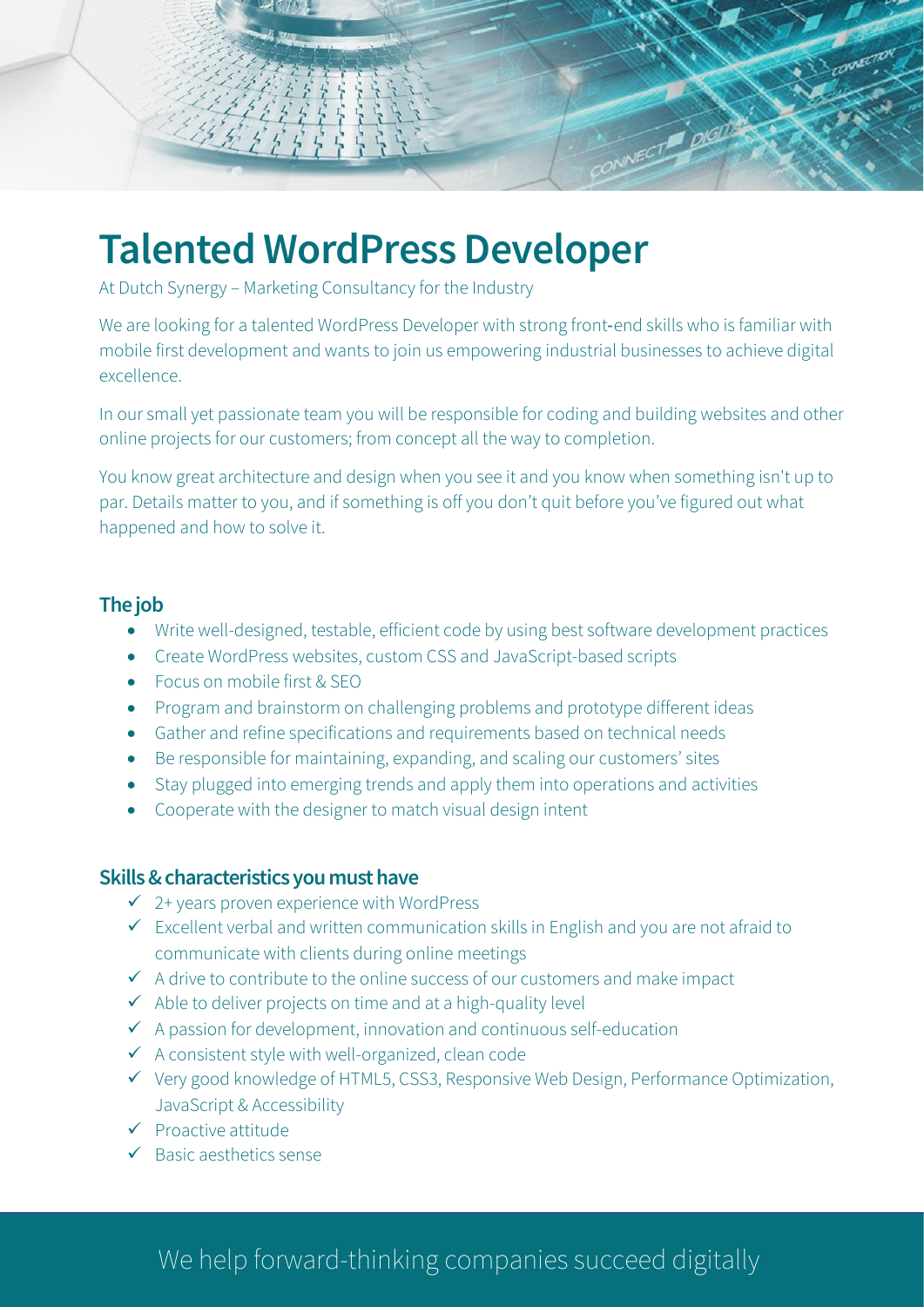# Talented WordPress Developer

At Dutch Synergy – Marketing Consultancy for the Industry

We are looking for a talented WordPress Developer with strong front-end skills who is familiar with mobile first development and wants to join us empowering industrial businesses to achieve digital excellence.

In our small yet passionate team you will be responsible for coding and building websites and other online projects for our customers; from concept all the way to completion.

You know great architecture and design when you see it and you know when something isn't up to par. Details matter to you, and if something is off you don't quit before you've figured out what happened and how to solve it.

## The job

- Write well-designed, testable, efficient code by using best software development practices
- Create WordPress websites, custom CSS and JavaScript-based scripts
- Focus on mobile first & SEO
- Program and brainstorm on challenging problems and prototype different ideas
- Gather and refine specifications and requirements based on technical needs
- Be responsible for maintaining, expanding, and scaling our customers' sites
- Stay plugged into emerging trends and apply them into operations and activities
- Cooperate with the designer to match visual design intent

## Skills & characteristics you must have

- ✓ 2+ years proven experience with WordPress
- ✓ Excellent verbal and written communication skills in English and you are not afraid to communicate with clients during online meetings
- ✓ A drive to contribute to the online success of our customers and make impact
- ✓ Able to deliver projects on time and at a high-quality level
- ✓ A passion for development, innovation and continuous self-education
- ✓ A consistent style with well-organized, clean code
- ✓ Very good knowledge of HTML5, CSS3, Responsive Web Design, Performance Optimization, JavaScript & Accessibility
- ✓ Proactive attitude
- ✓ Basic aesthetics sense

We help forward-thinking companies succeed digitally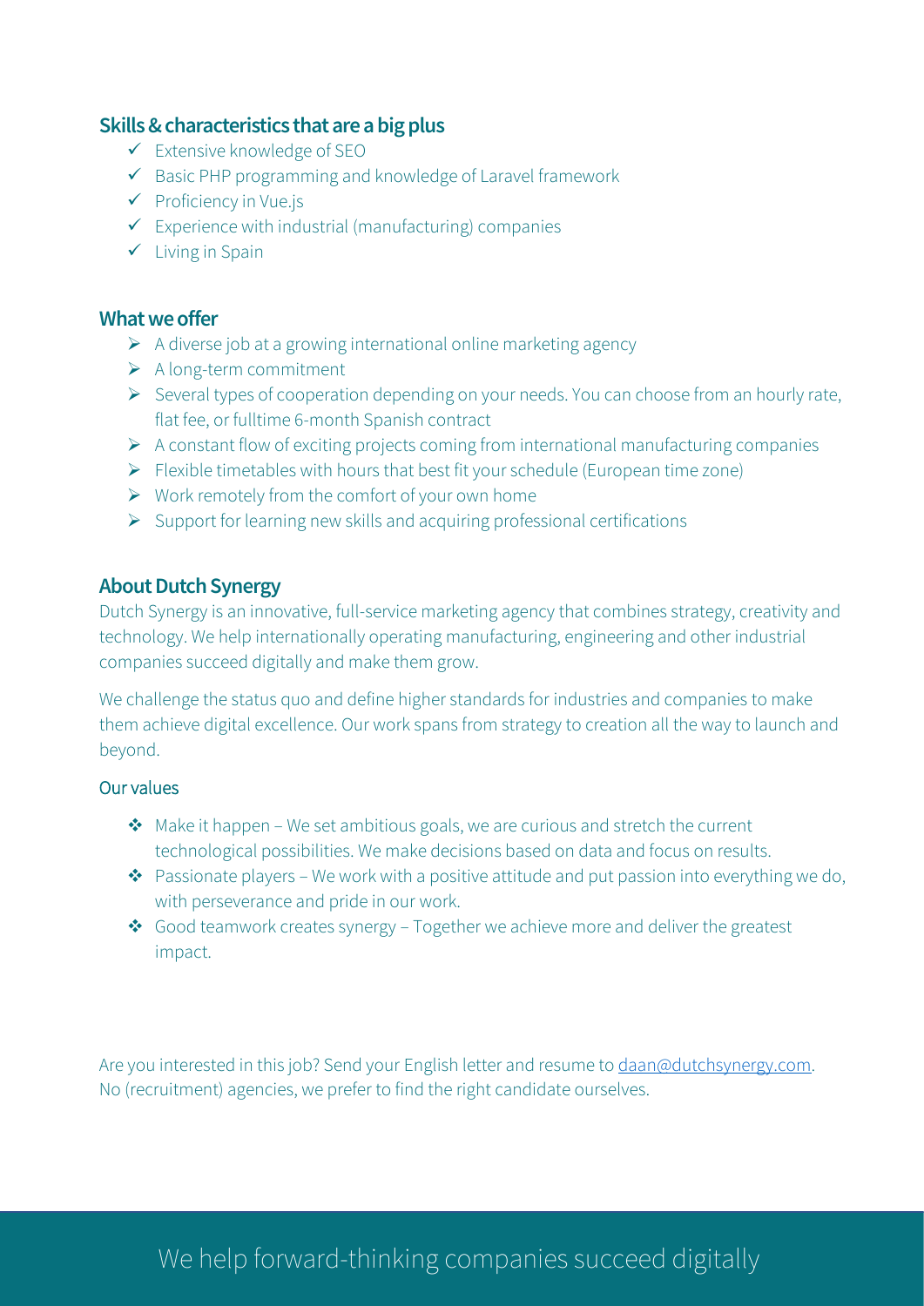## Skills & characteristics that are a big plus

- ✓ Extensive knowledge of SEO
- ✓ Basic PHP programming and knowledge of Laravel framework
- ✓ Proficiency in Vue.js
- ✓ Experience with industrial (manufacturing) companies
- ✓ Living in Spain

## What we offer

- ➢ A diverse job at a growing international online marketing agency
- ➢ A long-term commitment
- ➢ Several types of cooperation depending on your needs. You can choose from an hourly rate, flat fee, or fulltime 6-month Spanish contract
- ➢ A constant flow of exciting projects coming from international manufacturing companies
- ➢ Flexible timetables with hours that best fit your schedule (European time zone)
- ➢ Work remotely from the comfort of your own home
- ➢ Support for learning new skills and acquiring professional certifications

## About Dutch Synergy

Dutch Synergy is an innovative, full-service marketing agency that combines strategy, creativity and technology. We help internationally operating manufacturing, engineering and other industrial companies succeed digitally and make them grow.

We challenge the status quo and define higher standards for industries and companies to make them achieve digital excellence. Our work spans from strategy to creation all the way to launch and beyond.

### Our values

- ❖ Make it happen – We set ambitious goals, we are curious and stretch the current technological possibilities. We make decisions based on data and focus on results.
- ❖ Passionate players – We work with a positive attitude and put passion into everything we do, with perseverance and pride in our work.
- ❖ Good teamwork creates synergy – Together we achieve more and deliver the greatest impact.

Are you interested in this job? Send your English letter and resume to [daan@dutchsynergy.com](mailto:daan@dutchsynergy.com).
No (recruitment) agencies, we prefer to find the right candidate ourselves.

We help forward-thinking companies succeed digitally